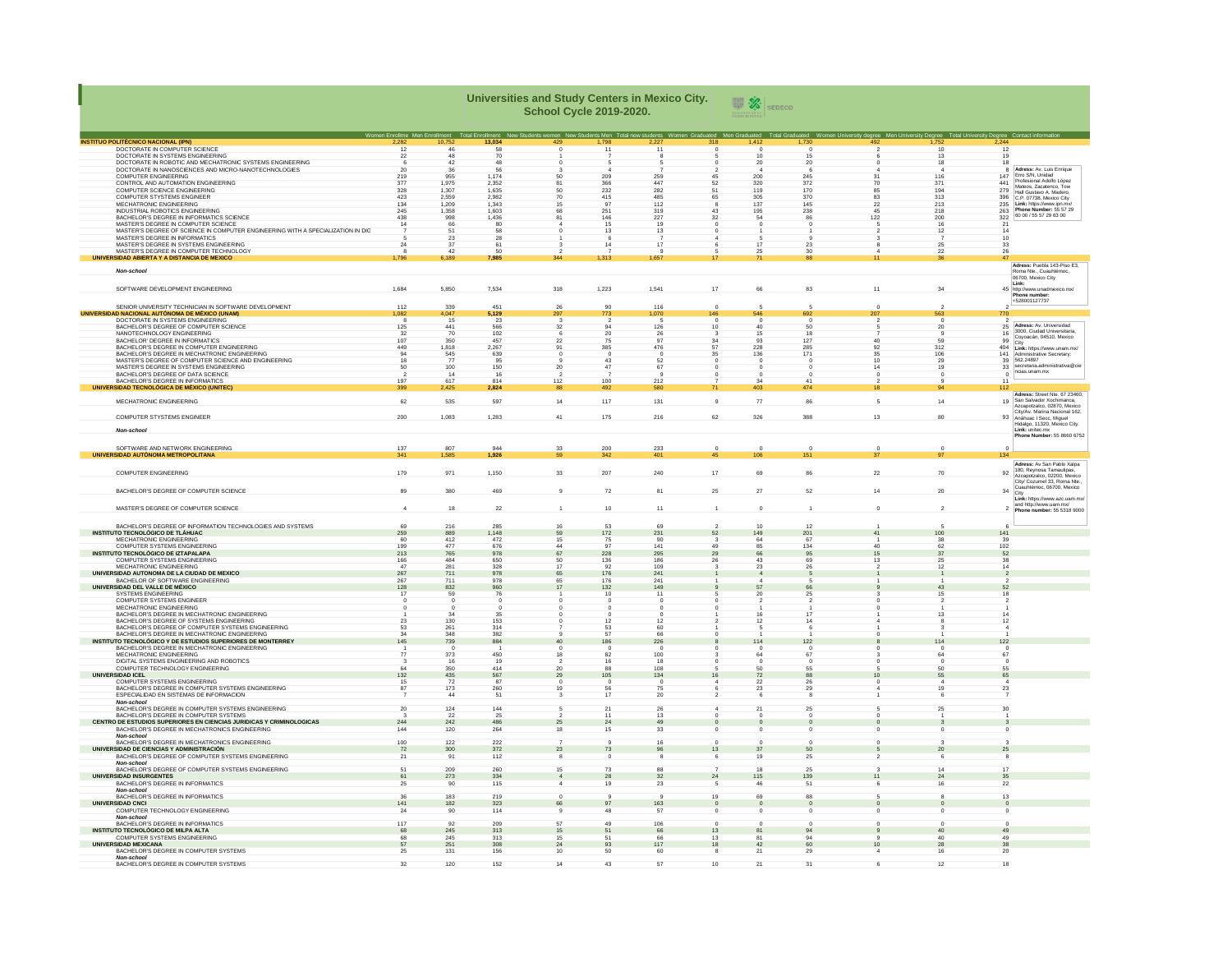# Universities and Study Centers in Mexico City. School Cycle 2019-2020.

| | Women Enrollme | Men Enrollment | Total Enrollment | New Students women | New Students Men | Total new students | Women Graduated | Men Graduated | Total Graduated | Women University degree | Men University Degree | Total University Degree | Contact information |
|---|---|---|---|---|---|---|---|---|---|---|---|---|---|
| **INSTITUO POLITÉCNICO NACIONAL (IPN)** | 2,282 | 10,752 | 13,034 | 429 | 1,798 | 2,227 | 318 | 1,412 | 1,730 | 492 | 1,752 | 2,244 | |
| DOCTORATE IN COMPUTER SCIENCE | 12 | 46 | 58 | 0 | 11 | 11 | 0 | 0 | 0 | 2 | 10 | 12 | |
| DOCTORATE IN SYSTEMS ENGINEERING | 22 | 48 | 70 | 1 | 7 | 8 | 5 | 10 | 15 | 6 | 13 | 19 | |
| DOCTORATE IN ROBOTIC AND MECHATRONIC SYSTEMS ENGINEERING | 6 | 42 | 48 | 0 | 5 | 5 | 0 | 20 | 20 | 0 | 18 | 18 | |
| DOCTORATE IN NANOSCIENCES AND MICRO-NANOTECHNOLOGIES | 20 | 36 | 56 | 3 | 4 | 7 | 2 | 4 | 6 | 4 | 4 | 8 | **Adress:** Av. Luis Enrique Erro S/N, Unidad Profesional Adolfo López Mateos, Zacatenco, Tow Hall Gustavo A. Madero, C.P. 07738, Mexico City **Link:** https://www.ipn.mx/ **Phone Number:** 55 57 29 60 00 / 55 57 29 63 00 |
| COMPUTER ENGINEERING | 219 | 955 | 1,174 | 50 | 209 | 259 | 45 | 200 | 245 | 31 | 116 | 147 | |
| CONTROL AND AUTOMATION ENGINEERING | 377 | 1,975 | 2,352 | 81 | 366 | 447 | 52 | 320 | 372 | 70 | 371 | 441 | |
| COMPUTER SCIENCE ENGINEERING | 328 | 1,307 | 1,635 | 50 | 232 | 282 | 51 | 119 | 170 | 85 | 194 | 279 | |
| COMPUTER SYSTEMS ENGINEER | 423 | 2,559 | 2,982 | 70 | 415 | 485 | 65 | 305 | 370 | 83 | 313 | 396 | |
| MECHATRONIC ENGINEERING | 134 | 1,209 | 1,343 | 15 | 97 | 112 | 8 | 137 | 145 | 22 | 213 | 235 | |
| INDUSTRIAL ROBOTICS ENGINEERING | 245 | 1,358 | 1,603 | 68 | 251 | 319 | 43 | 195 | 238 | 45 | 218 | 263 | |
| BACHELOR'S DEGREE IN INFORMATICS SCIENCE | 438 | 998 | 1,436 | 81 | 146 | 227 | 32 | 54 | 86 | 122 | 200 | 322 | |
| MASTER'S DEGREE IN COMPUTER SCIENCE | 14 | 66 | 80 | 4 | 15 | 19 | 0 | 0 | 0 | 5 | 16 | 21 | |
| MASTER'S DEGREE OF SCIENCE IN COMPUTER ENGINEERING WITH A SPECIALIZATION IN DIG | 7 | 51 | 58 | 0 | 13 | 13 | 0 | 1 | 1 | 2 | 12 | 14 | |
| MASTER'S DEGREE IN INFORMATICS | 5 | 23 | 28 | 1 | 6 | 7 | 4 | 5 | 9 | 3 | 7 | 10 | |
| MASTER'S DEGREE IN SYSTEMS ENGINEERING | 24 | 37 | 61 | 3 | 14 | 17 | 6 | 17 | 23 | 8 | 25 | 33 | |
| MASTER'S DEGREE IN COMPUTER TECHNOLOGY | 8 | 42 | 50 | 2 | 7 | 9 | 5 | 25 | 30 | 4 | 22 | 26 | |
| **UNIVERSIDAD ABIERTA Y A DISTANCIA DE MEXICO** | 1,796 | 6,189 | 7,985 | 344 | 1,313 | 1,657 | 17 | 71 | 88 | 11 | 36 | 47 | |
| *Non-school* | | | | | | | | | | | | | **Adress:** Puebla 143-Piso E3, Roma Nte., Cuauhtémoc, 06700, Mexico City **Link:** http://www.unadmexico.mx/ **Phone number:** +528001127737 |
| SOFTWARE DEVELOPMENT ENGINEERING | 1,684 | 5,850 | 7,534 | 318 | 1,223 | 1,541 | 17 | 66 | 83 | 11 | 34 | 45 | |
| SENIOR UNIVERSITY TECHNICIAN IN SOFTWARE DEVELOPMENT | 112 | 339 | 451 | 26 | 90 | 116 | 0 | 5 | 5 | 0 | 2 | 2 | |
| **UNIVERSIDAD NACIONAL AUTÓNOMA DE MÉXICO (UNAM)** | 1,082 | 4,047 | 5,129 | 297 | 773 | 1,070 | 146 | 546 | 692 | 207 | 563 | 770 | |
| DOCTORATE IN SYSTEMS ENGINEERING | 8 | 15 | 23 | 3 | 2 | 5 | 0 | 0 | 0 | 2 | 0 | 2 | |
| BACHELOR'S DEGREE OF COMPUTER SCIENCE | 125 | 441 | 566 | 32 | 94 | 126 | 10 | 40 | 50 | 5 | 20 | 25 | **Adress:** Av. Universidad 3000, Ciudad Universitaria, Coyoacán, 04510, Mexico City **Link:** https://www.unam.mx/ Administrative Secretary: 562.24897 secretaria.administrativa@cie ncias.unam.mx |
| NANOTECHNOLOGY ENGINEERING | 32 | 70 | 102 | 6 | 20 | 26 | 3 | 15 | 18 | 7 | 9 | 16 | |
| BACHELOR' DEGREE IN INFORMATICS | 107 | 350 | 457 | 22 | 75 | 97 | 34 | 93 | 127 | 40 | 59 | 99 | |
| BACHELOR'S DEGREE IN COMPUTER ENGINEERING | 449 | 1,818 | 2,267 | 91 | 385 | 476 | 57 | 228 | 285 | 92 | 312 | 404 | |
| BACHELOR'S DEGREE IN MECHATRONIC ENGINEERING | 94 | 545 | 639 | 0 | 0 | 0 | 35 | 136 | 171 | 35 | 106 | 141 | |
| MASTER'S DEGREE OF COMPUTER SCIENCE AND ENGINEERING | 18 | 77 | 95 | 9 | 43 | 52 | 0 | 0 | 0 | 10 | 29 | 39 | |
| MASTER'S DEGREE IN SYSTEMS ENGINEERING | 50 | 100 | 150 | 20 | 47 | 67 | 0 | 0 | 0 | 14 | 19 | 33 | |
| BACHELOR'S DEGREE OF DATA SCIENCE | 2 | 14 | 16 | 2 | 7 | 9 | 0 | 0 | 0 | 0 | 0 | 0 | |
| BACHELOR'S DEGREE IN INFORMATICS | 197 | 617 | 814 | 112 | 100 | 212 | 7 | 34 | 41 | 2 | 9 | 11 | |
| **UNIVERSIDAD TECNOLÓGICA DE MÉXICO (UNITEC)** | 399 | 2,425 | 2,824 | 88 | 492 | 580 | 71 | 403 | 474 | 18 | 94 | 112 | |
| MECHATRONIC ENGINEERING | 62 | 535 | 597 | 14 | 117 | 131 | 9 | 77 | 86 | 5 | 14 | 19 | **Adress:** Street Nte. 67 23460, San Salvador Xochimanca, Azcapotzalco, 02870, Mexico City/Av. Marina Nacional 162, Anáhuac I Secc, Miguel Hidalgo, 11320, Mexico City. **Link:** unitec.mx **Phone Number:** 55 8660 6752 |
| COMPUTER SYSTEMS ENGINEER | 200 | 1,083 | 1,283 | 41 | 175 | 216 | 62 | 326 | 388 | 13 | 80 | 93 | |
| *Non-school* | | | | | | | | | | | | | |
| SOFTWARE AND NETWORK ENGINEERING | 137 | 807 | 944 | 33 | 200 | 233 | 0 | 0 | 0 | 0 | 0 | 0 | |
| **UNIVERSIDAD AUTÓNOMA METROPOLITANA** | 341 | 1,585 | 1,926 | 59 | 342 | 401 | 45 | 106 | 151 | 37 | 97 | 134 | |
| COMPUTER ENGINEERING | 179 | 971 | 1,150 | 33 | 207 | 240 | 17 | 69 | 86 | 22 | 70 | 92 | **Adress:** Av San Pablo Xalpa 180, Reynosa Tamaulipas, Azcapotzalco, 02200, Mexico City/ Cozumel 33, Roma Nte., Cuauhtémoc, 06700, Mexico City **Link:** https://www.azc.uam.mx/ and http://www.uam.mx/ **Phone number:** 55 5318 9000 |
| BACHELOR'S DEGREE OF COMPUTER SCIENCE | 89 | 380 | 469 | 9 | 72 | 81 | 25 | 27 | 52 | 14 | 20 | 34 | |
| MASTER'S DEGREE OF COMPUTER SCIENCE | 4 | 18 | 22 | 1 | 10 | 11 | 1 | 0 | 1 | 0 | 2 | 2 | |
| BACHELOR'S DEGREE OF INFORMATION TECHNOLOGIES AND SYSTEMS | 69 | 216 | 285 | 16 | 53 | 69 | 2 | 10 | 12 | 1 | 5 | 6 | |
| **INSTITUTO TECNOLÓGICO DE TLÁHUAC** | 259 | 889 | 1,148 | 59 | 172 | 231 | 52 | 149 | 201 | 41 | 100 | 141 | |
| MECHATRONIC ENGINEERING | 60 | 412 | 472 | 15 | 75 | 90 | 3 | 64 | 67 | 1 | 38 | 39 | |
| COMPUTER SYSTEMS ENGINEERING | 199 | 477 | 676 | 44 | 97 | 141 | 49 | 85 | 134 | 40 | 62 | 102 | |
| **INSTITUTO TECNOLÓGICO DE IZTAPALAPA** | 213 | 765 | 978 | 67 | 228 | 295 | 29 | 66 | 95 | 15 | 37 | 52 | |
| COMPUTER SYSTEMS ENGINEERING | 166 | 484 | 650 | 50 | 136 | 186 | 26 | 43 | 69 | 13 | 25 | 38 | |
| MECHATRONIC ENGINEERING | 47 | 281 | 328 | 17 | 92 | 109 | 3 | 23 | 26 | 2 | 12 | 14 | |
| **UNIVERSIDAD AUTONOMA DE LA CIUDAD DE MEXICO** | 267 | 711 | 978 | 65 | 176 | 241 | 1 | 4 | 5 | 1 | 1 | 2 | |
| BACHELOR OF SOFTWARE ENGINEERING | 267 | 711 | 978 | 65 | 176 | 241 | 1 | 4 | 5 | 1 | 1 | 2 | |
| **UNIVERSIDAD DEL VALLE DE MÉXICO** | 128 | 832 | 960 | 17 | 132 | 149 | 9 | 57 | 66 | 9 | 43 | 52 | |
| SYSTEMS ENGINEERING | 17 | 59 | 76 | 1 | 10 | 11 | 5 | 20 | 25 | 3 | 15 | 18 | |
| COMPUTER SYSTEMS ENGINEER | 0 | 0 | 0 | 0 | 0 | 0 | 0 | 2 | 2 | 0 | 2 | 2 | |
| MECHATRONIC ENGINEERING | 0 | 0 | 0 | 0 | 0 | 0 | 0 | 1 | 1 | 0 | 1 | 1 | |
| BACHELOR'S DEGREE IN MECHATRONIC ENGINEERING | 1 | 34 | 35 | 0 | 0 | 0 | 1 | 16 | 17 | 1 | 13 | 14 | |
| BACHELOR'S DEGREE OF SYSTEMS ENGINEERING | 23 | 130 | 153 | 0 | 12 | 12 | 2 | 12 | 14 | 4 | 8 | 12 | |
| BACHELOR'S DEGREE OF COMPUTER SYSTEMS ENGINEERING | 53 | 261 | 314 | 7 | 53 | 60 | 1 | 5 | 6 | 1 | 3 | 4 | |
| BACHELOR'S DEGREE IN MECHATRONIC ENGINEERING | 34 | 348 | 382 | 9 | 57 | 66 | 0 | 1 | 1 | 0 | 1 | 1 | |
| **INSTITUTO TECNOLÓGICO Y DE ESTUDIOS SUPERIORES DE MONTERREY** | 145 | 739 | 884 | 40 | 186 | 226 | 8 | 114 | 122 | 8 | 114 | 122 | |
| BACHELOR'S DEGREE IN MECHATRONIC ENGINEERING | 1 | 0 | 1 | 0 | 0 | 0 | 0 | 0 | 0 | 0 | 0 | 0 | |
| MECHATRONIC ENGINEERING | 77 | 373 | 450 | 18 | 82 | 100 | 3 | 64 | 67 | 3 | 64 | 67 | |
| DIGITAL SYSTEMS ENGINEERING AND ROBOTICS | 3 | 16 | 19 | 2 | 16 | 18 | 0 | 0 | 0 | 0 | 0 | 0 | |
| COMPUTER TECHNOLOGY ENGINEERING | 64 | 350 | 414 | 20 | 88 | 108 | 5 | 50 | 55 | 5 | 50 | 55 | |
| **UNIVERSIDAD ICEL** | 132 | 435 | 567 | 29 | 105 | 134 | 16 | 72 | 88 | 10 | 55 | 65 | |
| COMPUTER SYSTEMS ENGINEERING | 15 | 72 | 87 | 0 | 0 | 0 | 4 | 22 | 26 | 0 | 4 | 4 | |
| BACHELOR'S DEGREE IN COMPUTER SYSTEMS ENGINEERING | 87 | 173 | 260 | 19 | 56 | 75 | 6 | 23 | 29 | 4 | 19 | 23 | |
| ESPECIALIDAD EN SISTEMAS DE INFORMACION | 7 | 44 | 51 | 3 | 17 | 20 | 2 | 6 | 8 | 1 | 6 | 7 | |
| *Non-school* | | | | | | | | | | | | | |
| BACHELOR'S DEGREE IN COMPUTER SYSTEMS ENGINEERING | 20 | 124 | 144 | 5 | 21 | 26 | 4 | 21 | 25 | 5 | 25 | 30 | |
| BACHELOR'S DEGREE IN COMPUTER SYSTEMS | 3 | 22 | 25 | 2 | 11 | 13 | 0 | 0 | 0 | 0 | 1 | 1 | |
| **CENTRO DE ESTUDIOS SUPERIORES EN CIENCIAS JURIDICAS Y CRIMINOLOGICAS** | 244 | 242 | 486 | 25 | 24 | 49 | 0 | 0 | 0 | 0 | 3 | 3 | |
| BACHELOR'S DEGREE IN MECHATRONICS ENGINEERING | 144 | 120 | 264 | 18 | 15 | 33 | 0 | 0 | 0 | 0 | 0 | 0 | |
| *Non-school* | | | | | | | | | | | | | |
| BACHELOR'S DEGREE IN MECHATRONICS ENGINEERING | 100 | 122 | 222 | 7 | 9 | 16 | 0 | 0 | 0 | 0 | 3 | 3 | |
| **UNIVERSIDAD DE CIENCIAS Y ADMINISTRACIÓN** | 72 | 300 | 372 | 23 | 73 | 96 | 13 | 37 | 50 | 5 | 20 | 25 | |
| BACHELOR'S DEGREE OF COMPUTER SYSTEMS ENGINEERING | 21 | 91 | 112 | 8 | 0 | 8 | 6 | 19 | 25 | 2 | 6 | 8 | |
| *Non-school* | | | | | | | | | | | | | |
| BACHELOR'S DEGREE OF COMPUTER SYSTEMS ENGINEERING | 51 | 209 | 260 | 15 | 73 | 88 | 7 | 18 | 25 | 3 | 14 | 17 | |
| **UNIVERSIDAD INSURGENTES** | 61 | 273 | 334 | 4 | 28 | 32 | 24 | 115 | 139 | 11 | 24 | 35 | |
| BACHELOR'S DEGREE IN INFORMATICS | 25 | 90 | 115 | 4 | 19 | 23 | 5 | 46 | 51 | 6 | 16 | 22 | |
| *Non-school* | | | | | | | | | | | | | |
| BACHELOR'S DEGREE IN INFORMATICS | 36 | 183 | 219 | 0 | 9 | 9 | 19 | 69 | 88 | 5 | 8 | 13 | |
| **UNIVERSIDAD CNCI** | 141 | 182 | 323 | 66 | 97 | 163 | 0 | 0 | 0 | 0 | 0 | 0 | |
| COMPUTER TECHNOLOGY ENGINEERING | 24 | 90 | 114 | 9 | 48 | 57 | 0 | 0 | 0 | 0 | 0 | 0 | |
| *Non-school* | | | | | | | | | | | | | |
| BACHELOR'S DEGREE IN INFORMATICS | 117 | 92 | 209 | 57 | 49 | 106 | 0 | 0 | 0 | 0 | 0 | 0 | |
| **INSTITUTO TECNOLÓGICO DE MILPA ALTA** | 68 | 245 | 313 | 15 | 51 | 66 | 13 | 81 | 94 | 9 | 40 | 49 | |
| COMPUTER SYSTEMS ENGINEERING | 68 | 245 | 313 | 15 | 51 | 66 | 13 | 81 | 94 | 9 | 40 | 49 | |
| **UNIVERSIDAD MEXICANA** | 57 | 251 | 308 | 24 | 93 | 117 | 18 | 42 | 60 | 10 | 28 | 38 | |
| BACHELOR'S DEGREE IN COMPUTER SYSTEMS | 25 | 131 | 156 | 10 | 50 | 60 | 8 | 21 | 29 | 4 | 16 | 20 | |
| *Non-school* | | | | | | | | | | | | | |
| BACHELOR'S DEGREE IN COMPUTER SYSTEMS | 32 | 120 | 152 | 14 | 43 | 57 | 10 | 21 | 31 | 6 | 12 | 18 | |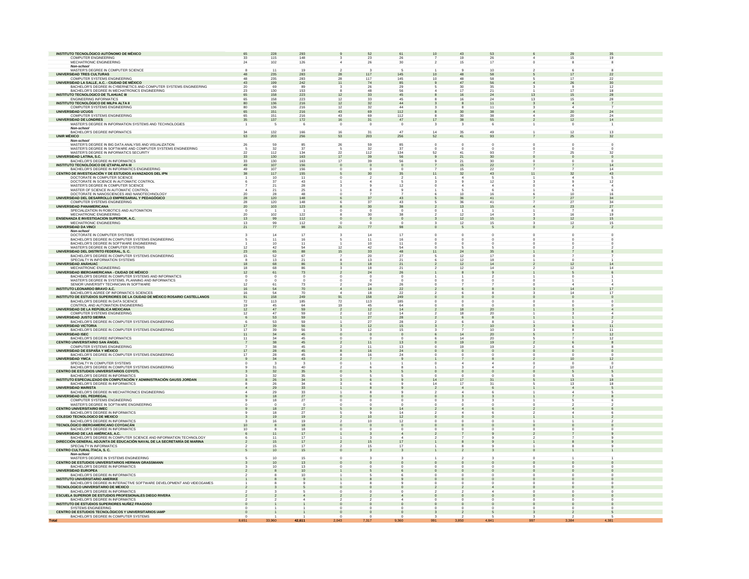| | | | | | | | | | | | | |
|---|---|---|---|---|---|---|---|---|---|---|---|---|
| **INSTITUTO TECNOLÓGICO AUTÓNOMO DE MÉXICO** | 65 | 228 | 293 | 9 | 52 | 61 | 10 | 43 | 53 | 6 | 29 | 35 |
| COMPUTER ENGINEERING | 33 | 115 | 148 | 3 | 23 | 26 | 7 | 19 | 26 | 4 | 15 | 19 |
| MECHATRONIC ENGINEERING | 24 | 102 | 126 | 4 | 26 | 30 | 2 | 15 | 17 | 0 | 8 | 8 |
| *Non-school* | | | | | | | | | | | | |
| MASTER'S DEGREE IN COMPUTER SCIENCE | 8 | 11 | 19 | 2 | 3 | 5 | 1 | 9 | 10 | 2 | 6 | 8 |
| **UNIVERSIDAD TRES CULTURAS** | 48 | 235 | 283 | 28 | 117 | 145 | 10 | 48 | 58 | 5 | 17 | 22 |
| COMPUTER SYSTEMS ENGINEERING | 48 | 235 | 283 | 28 | 117 | 145 | 10 | 48 | 58 | 5 | 17 | 22 |
| **UNIVERSIDAD LA SALLE, A.C. - CIUDAD DE MÉXICO** | 43 | 199 | 242 | 11 | 74 | 85 | 9 | 47 | 56 | 4 | 26 | 30 |
| BACHELOR'S DEGREE IN CYBERNETICS AND COMPUTER SYSTEMS ENGINEERING | 20 | 69 | 89 | 3 | 26 | 29 | 5 | 30 | 35 | 3 | 9 | 12 |
| BACHELOR'S DEGREE IN MECHATRONICS ENGINEERING | 23 | 130 | 153 | 8 | 48 | 56 | 4 | 17 | 21 | 1 | 17 | 18 |
| **INSTITUTO TECNOLOGICO DE TLAHUAC III** | 65 | 158 | 223 | 12 | 33 | 45 | 8 | 16 | 24 | 13 | 15 | 28 |
| ENGINEERING INFORMATICS | 65 | 158 | 223 | 12 | 33 | 45 | 8 | 16 | 24 | 13 | 15 | 28 |
| **INSTITUTO TECNOLÓGICO DE MILPA ALTA II** | 80 | 136 | 216 | 12 | 32 | 44 | 3 | 8 | 11 | 3 | 4 | 7 |
| COMPUTER SYSTEMS ENGINEERING | 80 | 136 | 216 | 12 | 32 | 44 | 3 | 8 | 11 | 3 | 4 | 7 |
| **UNIVERSIDAD UCUGS** | 65 | 151 | 216 | 43 | 69 | 112 | 8 | 30 | 38 | 4 | 20 | 24 |
| COMPUTER SYSTEMS ENGINEERING | 65 | 151 | 216 | 43 | 69 | 112 | 8 | 30 | 38 | 4 | 20 | 24 |
| **UNIVERSIDAD DE LONDRES** | 35 | 137 | 172 | 16 | 31 | 47 | 17 | 38 | 55 | 2 | 12 | 14 |
| MASTER'S DEGREE IN INFORMATION SYSTEMS AND TECHNOLOGIES | 1 | 5 | 6 | 0 | 0 | 0 | 3 | 3 | 6 | 1 | 0 | 1 |
| *Non-school* | | | | | | | | | | | | |
| BACHELOR'S DEGREE INFORMATICS | 34 | 132 | 166 | 16 | 31 | 47 | 14 | 35 | 49 | 1 | 12 | 13 |
| **UNIR MÉXICO** | 53 | 203 | 256 | 53 | 203 | 256 | 52 | 41 | 93 | 7 | 25 | 32 |
| *Non-school* | | | | | | | | | | | | |
| MASTER'S DEGREE IN BIG DATA ANALYSIS AND VISUALIZATION | 26 | 59 | 85 | 26 | 59 | 85 | 0 | 0 | 0 | 0 | 0 | 0 |
| MASTER'S DEGREE IN SOFTWARE AND COMPUTER SYSTEMS ENGINEERING | 5 | 32 | 37 | 5 | 32 | 37 | 0 | 0 | 0 | 0 | 0 | 0 |
| MASTER'S DEGREE IN INFORMATICS SECURITY | 22 | 112 | 134 | 22 | 112 | 134 | 52 | 41 | 93 | 7 | 25 | 32 |
| **UNIVERSIDAD LATINA, S.C.** | 33 | 130 | 163 | 17 | 39 | 56 | 9 | 21 | 30 | 0 | 0 | 0 |
| BACHELOR'S DEGREE IN INFORMATICS | 33 | 130 | 163 | 17 | 39 | 56 | 9 | 21 | 30 | 0 | 0 | 0 |
| **INSTITUTO TECNOLÓGICO DE IZTAPALAPA III** | 49 | 107 | 156 | 0 | 0 | 0 | 7 | 15 | 22 | 7 | 7 | 14 |
| BACHELOR'S DEGREE IN INFORMATICS ENGINEERING | 49 | 107 | 156 | 0 | 0 | 0 | 7 | 15 | 22 | 7 | 7 | 14 |
| **CENTRO DE INVESTIGACIÓN Y DE ESTUDIOS AVANZADOS DEL IPN** | 38 | 117 | 155 | 5 | 30 | 35 | 11 | 32 | 43 | 11 | 32 | 43 |
| DOCTORATE IN COMPUTER SCIENCE | 1 | 10 | 11 | 0 | 2 | 2 | 1 | 4 | 5 | 1 | 4 | 5 |
| DOCTORATE IN SCIENCE IN AUTOMATIC CONTROL | 6 | 37 | 43 | 1 | 4 | 5 | 3 | 9 | 12 | 3 | 9 | 12 |
| MASTER'S DEGREE IN COMPUTER SCIENCE | 7 | 21 | 28 | 3 | 9 | 12 | 0 | 4 | 4 | 0 | 4 | 4 |
| MASTER OF SCIENCE IN AUTOMATIC CONTROL | 4 | 21 | 25 | 1 | 8 | 9 | 1 | 5 | 6 | 1 | 5 | 6 |
| DOCTORATE IN NANOSCIENCES AND NANOTECHNOLOGY | 20 | 28 | 48 | 0 | 7 | 7 | 6 | 10 | 16 | 6 | 10 | 16 |
| **UNIVERSIDAD DEL DESARROLLO EMPRESARIAL Y PEDAGÓGICO** | 28 | 120 | 148 | 6 | 37 | 43 | 5 | 36 | 41 | 7 | 27 | 34 |
| COMPUTER SYSTEMS ENGINEERING | 28 | 120 | 148 | 6 | 37 | 43 | 5 | 36 | 41 | 7 | 27 | 34 |
| **UNIVERSIDAD PANAMERICANA** | 20 | 103 | 123 | 8 | 30 | 38 | 2 | 13 | 15 | 4 | 23 | 27 |
| SPECIALIZATION IN ROBOTICS AND AUTOMATION | 0 | 1 | 1 | 0 | 0 | 0 | 0 | 1 | 1 | 1 | 7 | 8 |
| MECHATRONIC ENGINEERING | 20 | 102 | 122 | 8 | 30 | 38 | 2 | 12 | 14 | 3 | 16 | 19 |
| **ENSEÑANZA E INVESTIGACION SUPERIOR, A.C.** | 13 | 99 | 112 | 0 | 0 | 0 | 3 | 12 | 15 | 3 | 12 | 15 |
| MECHATRONIC ENGINEERING | 13 | 99 | 112 | 0 | 0 | 0 | 3 | 12 | 15 | 3 | 12 | 15 |
| **UNIVERSIDAD DA VINCI** | 21 | 77 | 98 | 21 | 77 | 98 | 0 | 5 | 5 | 0 | 2 | 2 |
| *Non-school* | | | | | | | | | | | | |
| DOCTORATE IN COMPUTER SYSTEMS | 3 | 14 | 17 | 3 | 14 | 17 | 0 | 0 | 0 | 0 | 0 | 0 |
| BACHELOR'S DEGREE IN COMPUTER SYSTEMS ENGINEERING | 5 | 11 | 16 | 5 | 11 | 16 | 0 | 0 | 0 | 0 | 0 | 0 |
| BACHELOR'S DEGREE IN SOFTWARE ENGINEERING | 1 | 10 | 11 | 1 | 10 | 11 | 0 | 0 | 0 | 0 | 0 | 0 |
| MASTER'S DEGREE IN COMPUTER SYSTEMS | 12 | 42 | 54 | 12 | 42 | 54 | 0 | 5 | 5 | 0 | 2 | 2 |
| **UNIVERSIDAD DEL DISTRITO FEDERAL, S. C.** | 23 | 65 | 88 | 15 | 33 | 48 | 11 | 24 | 35 | 1 | 7 | 8 |
| BACHELOR'S DEGREE IN COMPUTER SYSTEMS ENGINEERING | 15 | 52 | 67 | 7 | 20 | 27 | 5 | 12 | 17 | 0 | 7 | 7 |
| SPECIALTY IN INFORMATION SYSTEMS | 8 | 13 | 21 | 8 | 13 | 21 | 6 | 12 | 18 | 1 | 0 | 1 |
| **UNIVERSIDAD ANÁHUAC** | 18 | 68 | 86 | 3 | 18 | 21 | 2 | 12 | 14 | 2 | 12 | 14 |
| MECHATRONIC ENGINEERING | 18 | 68 | 86 | 3 | 18 | 21 | 2 | 12 | 14 | 2 | 12 | 14 |
| **UNIVERSIDAD IBEROAMERICANA - CIUDAD DE MÉXICO** | 12 | 61 | 73 | 2 | 24 | 26 | 1 | 8 | 9 | 1 | 5 | 6 |
| BACHELOR'S DEGREE IN COMPUTER SYSTEMS AND INFORMATICS | 0 | 0 | 0 | 0 | 0 | 0 | 1 | 1 | 2 | 1 | 0 | 1 |
| MASTER'S DEGREE IN SYSTEMS, PLANNING AND INFORMATICS | 0 | 0 | 0 | 0 | 0 | 0 | 0 | 0 | 0 | 0 | 1 | 1 |
| SENIOR UNIVERSITY TECHNICIAN IN SOFTWARE | 12 | 61 | 73 | 2 | 24 | 26 | 0 | 7 | 7 | 0 | 4 | 4 |
| **INSTITUTO LEONARDO BRAVO A.C.** | 16 | 54 | 70 | 4 | 18 | 22 | 2 | 6 | 8 | 3 | 14 | 17 |
| BACHELOR'S AGREE OF INFORMATICS SCIENCES | 16 | 54 | 70 | 4 | 18 | 22 | 2 | 6 | 8 | 3 | 14 | 17 |
| **INSTITUTO DE ESTUDIOS SUPERIORES DE LA CIUDAD DE MÉXICO ROSARIO CASTELLANOS** | 91 | 158 | 249 | 91 | 158 | 249 | 0 | 0 | 0 | 0 | 0 | 0 |
| BACHELOR'S DEGREE IN DATA SCIENCE | 72 | 113 | 185 | 72 | 113 | 185 | 0 | 0 | 0 | 0 | 0 | 0 |
| CONTROL AND AUTOMATION ENGINEERING | 19 | 45 | 64 | 19 | 45 | 64 | 0 | 0 | 0 | 0 | 0 | 0 |
| **UNIVERSIDAD DE LA REPÚBLICA MEXICANA** | 12 | 47 | 59 | 2 | 12 | 14 | 2 | 18 | 20 | 1 | 3 | 4 |
| COMPUTER SYSTEMS ENGINEERING | 12 | 47 | 59 | 2 | 12 | 14 | 2 | 18 | 20 | 1 | 3 | 4 |
| **UNIVERSIDAD JUSTO SIERRA** | 6 | 53 | 59 | 1 | 27 | 28 | 2 | 6 | 8 | 1 | 1 | 2 |
| BACHELOR'S DEGREE IN COMPUTER SYSTEMS ENGINEERING | 6 | 53 | 59 | 1 | 27 | 28 | 2 | 6 | 8 | 1 | 1 | 2 |
| **UNIVERSIDAD VICTORIA** | 17 | 39 | 56 | 3 | 12 | 15 | 3 | 7 | 10 | 3 | 8 | 11 |
| BACHELOR'S DEGREE IN COMPUTER SYSTEMS ENGINEERING | 17 | 39 | 56 | 3 | 12 | 15 | 3 | 7 | 10 | 3 | 8 | 11 |
| **UNIVERSIDAD ISEC** | 11 | 34 | 45 | 0 | 0 | 0 | 6 | 14 | 20 | 5 | 7 | 12 |
| BACHELOR'S DEGREE INFORMATICS | 11 | 34 | 45 | 0 | 0 | 0 | 6 | 14 | 20 | 5 | 7 | 12 |
| **CENTRO UNIVERSITARIO SAN ÁNGEL** | 7 | 38 | 45 | 2 | 11 | 13 | 0 | 19 | 19 | 2 | 6 | 8 |
| COMPUTER SYSTEMS ENGINEERING | 7 | 38 | 45 | 2 | 11 | 13 | 0 | 19 | 19 | 2 | 6 | 8 |
| **UNIVERSIDAD DE ESPAÑA Y MÉXICO** | 17 | 28 | 45 | 8 | 16 | 24 | 0 | 0 | 0 | 0 | 0 | 0 |
| BACHELOR'S DEGREE IN COMPUTER SYSTEMS ENGINEERING | 17 | 28 | 45 | 8 | 16 | 24 | 0 | 0 | 0 | 0 | 0 | 0 |
| **UNIVERSIDAD YMCA** | 9 | 34 | 43 | 2 | 7 | 9 | 1 | 7 | 8 | 2 | 10 | 12 |
| SPECIALTY IN COMPUTER SYSTEMS | 0 | 3 | 3 | 0 | 1 | 1 | 0 | 4 | 4 | 0 | 0 | 0 |
| BACHELOR'S DEGREE IN COMPUTER SYSTEMS ENGINEERING | 9 | 31 | 40 | 2 | 6 | 8 | 1 | 3 | 4 | 2 | 10 | 12 |
| **CENTRO DE ESTUDIOS UNIVERSITARIOS COYOTL** | 3 | 32 | 35 | 0 | 5 | 5 | 0 | 0 | 0 | 0 | 5 | 5 |
| BACHELOR'S DEGREE IN INFORMATICS | 3 | 32 | 35 | 0 | 5 | 5 | 0 | 0 | 0 | 0 | 5 | 5 |
| **INSTITUTO ESPECIALIZADO EN COMPUTACIÓN Y ADMINISTRACIÓN GAUSS JORDAN** | 8 | 26 | 34 | 3 | 6 | 9 | 14 | 17 | 31 | 5 | 13 | 18 |
| BACHELOR'S DEGREE IN INFORMATICS | 8 | 26 | 34 | 3 | 6 | 9 | 14 | 17 | 31 | 5 | 13 | 18 |
| **UNIVERSIDAD MARISTA** | 4 | 29 | 33 | 1 | 8 | 9 | 2 | 4 | 6 | 1 | 4 | 5 |
| BACHELOR'S DEGREE IN MECHATRONICS ENGINEERING | 4 | 29 | 33 | 1 | 8 | 9 | 2 | 4 | 6 | 1 | 4 | 5 |
| **UNIVERSIDAD DEL PEDREGAL** | 9 | 18 | 27 | 0 | 0 | 0 | 0 | 3 | 3 | 1 | 7 | 8 |
| COMPUTER SYSTEMS ENGINEERING | 9 | 18 | 27 | 0 | 0 | 0 | 0 | 3 | 3 | 1 | 5 | 6 |
| MASTER'S DEGREE IN SOFTWARE ENGINEERING | 0 | 0 | 0 | 0 | 0 | 0 | 0 | 0 | 0 | 0 | 2 | 2 |
| **CENTRO UNIVERSITARIO IMEC** | 9 | 18 | 27 | 5 | 9 | 14 | 2 | 4 | 6 | 2 | 4 | 6 |
| BACHELOR'S DEGREE IN INFORMATICS | 9 | 18 | 27 | 5 | 9 | 14 | 2 | 4 | 6 | 2 | 4 | 6 |
| **COLEGIO TECNOLOGICO DE MEXICO** | 3 | 16 | 19 | 2 | 10 | 12 | 0 | 0 | 0 | 1 | 1 | 2 |
| BACHELOR'S DEGREE IN INFORMATICS | 3 | 16 | 19 | 2 | 10 | 12 | 0 | 0 | 0 | 1 | 1 | 2 |
| **TECNOLÓGICO IBEROAMERICANO COYOACÁN** | 10 | 8 | 18 | 0 | 0 | 0 | 0 | 0 | 0 | 0 | 0 | 0 |
| BACHELOR'S DEGREE IN INFORMATICS | 10 | 8 | 18 | 0 | 0 | 0 | 0 | 0 | 0 | 0 | 0 | 0 |
| **UNIVERSIDAD DE LAS AMÉRICAS, A.C.** | 6 | 11 | 17 | 1 | 3 | 4 | 2 | 7 | 9 | 2 | 7 | 9 |
| BACHELOR'S DEGREE IN COMPUTER SCIENCE AND INFORMATION TECHNOLOGY | 6 | 11 | 17 | 1 | 3 | 4 | 2 | 7 | 9 | 2 | 7 | 9 |
| **DIRECCIÓN GENERAL ADJUNTA DE EDUCACIÓN NAVAL DE LA SECRETARÍA DE MARINA** | 2 | 15 | 17 | 2 | 15 | 17 | 1 | 8 | 9 | 1 | 8 | 9 |
| SPECIALTY IN INFORMATICS | 2 | 15 | 17 | 2 | 15 | 17 | 1 | 8 | 9 | 1 | 8 | 9 |
| **CENTRO CULTURAL ÍTACA, S. C.** | 5 | 10 | 15 | 0 | 3 | 3 | 1 | 2 | 3 | 0 | 1 | 1 |
| *Non-school* | | | | | | | | | | | | |
| MASTER'S DEGREE IN SYSTEMS ENGINEERING | 5 | 10 | 15 | 0 | 3 | 3 | 1 | 2 | 3 | 0 | 1 | 1 |
| **CENTRO DE ESTUDIOS UNIVERSITARIOS HERMAN GRASSMANN** | 3 | 10 | 13 | 0 | 0 | 0 | 0 | 0 | 0 | 0 | 0 | 0 |
| BACHELOR'S DEGREE IN INFORMATICS | 3 | 10 | 13 | 0 | 0 | 0 | 0 | 0 | 0 | 0 | 0 | 0 |
| **UNIVERSIDAD EUROPEA** | 2 | 8 | 10 | 1 | 5 | 6 | 0 | 0 | 0 | 0 | 0 | 0 |
| BACHELOR'S DEGREE IN INFORMATICS | 2 | 8 | 10 | 1 | 5 | 6 | 0 | 0 | 0 | 0 | 0 | 0 |
| **INSTITUTO UNIVERSITARIO AMERIKE** | 1 | 8 | 9 | 1 | 8 | 9 | 0 | 0 | 0 | 0 | 0 | 0 |
| BACHELOR'S DEGREE IN INTERACTIVE SOFTWARE DEVELOPMENT AND VIDEOGAMES | 1 | 8 | 9 | 1 | 8 | 9 | 0 | 0 | 0 | 0 | 0 | 0 |
| **TECNOLOGICO UNIVERSITARIO DE MEXICO** | 2 | 3 | 5 | 0 | 0 | 0 | 2 | 2 | 4 | 0 | 0 | 0 |
| BACHELOR'S DEGREE IN INFORMATICS | 2 | 3 | 5 | 0 | 0 | 0 | 2 | 2 | 4 | 0 | 0 | 0 |
| **ESCUELA SUPERIOR DE ESTUDIOS PROFESIONALES DIEGO RIVERA** | 2 | 2 | 4 | 2 | 2 | 4 | 0 | 0 | 0 | 0 | 0 | 0 |
| BACHELOR'S DEGREE IN INFORMATICS | 2 | 2 | 4 | 2 | 2 | 4 | 0 | 0 | 0 | 0 | 0 | 0 |
| **INSTITUTO DE ESTUDIOS SUPERIORES NUÑEZ FRAGOSO** | 0 | 1 | 1 | 0 | 0 | 0 | 0 | 0 | 0 | 0 | 0 | 0 |
| SYSTEMS ENGINEERING | 0 | 1 | 1 | 0 | 0 | 0 | 0 | 0 | 0 | 0 | 0 | 0 |
| **CENTRO DE ESTUDIOS TECNOLÓGICOS Y UNIVERSITARIOS IAMP** | 0 | 1 | 1 | 0 | 0 | 0 | 3 | 2 | 5 | 3 | 2 | 5 |
| BACHELOR'S DEGREE IN COMPUTER SYSTEMS | 0 | 1 | 1 | 0 | 0 | 0 | 3 | 2 | 5 | 3 | 2 | 5 |
| **Total** | 8,651 | 33,960 | 42,611 | 2,043 | 7,317 | 9,360 | 991 | 3,850 | 4,841 | 997 | 3,384 | 4,381 |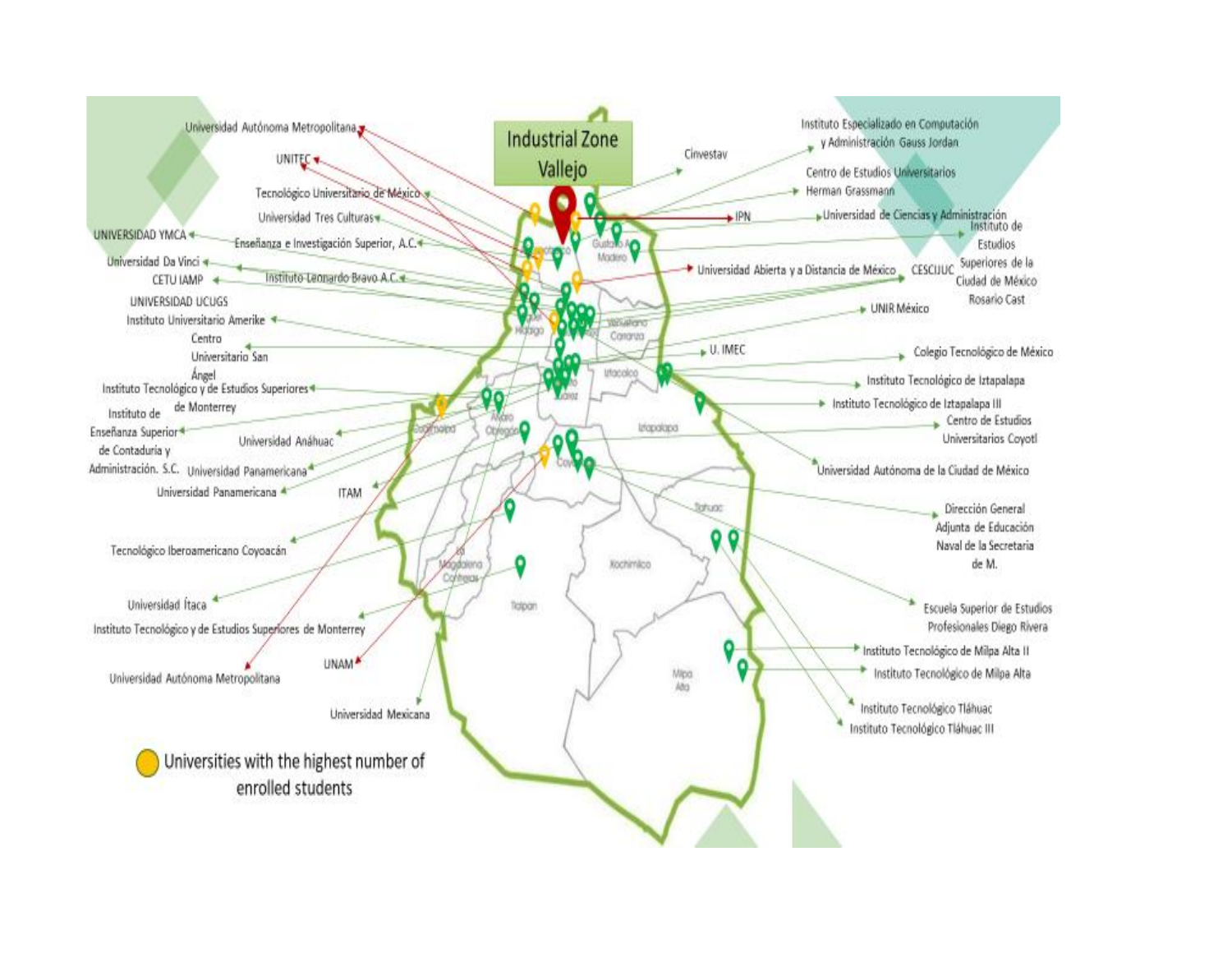Industrial Zone Vallejo

Universidad Autónoma Metropolitana

UNITEC

Tecnológico Universitario de México

Universidad Tres Culturas

UNIVERSIDAD YMCA

Enseñanza e Investigación Superior, A.C.

Universidad Da Vinci

CETU IAMP

Instituto Leonardo Bravo A.C.

UNIVERSIDAD UCUGS

Instituto Universitario Amerike

Centro Universitario San Ángel

Instituto Tecnológico y de Estudios Superiores de Monterrey

Instituto de Enseñanza Superior de Contaduría y Administración. S.C.

Universidad Anáhuac

Universidad Panamericana

Universidad Panamericana

ITAM

Tecnológico Iberoamericano Coyoacán

Universidad Ítaca

Instituto Tecnológico y de Estudios Superiores de Monterrey

UNAM

Universidad Autónoma Metropolitana

Universidad Mexicana

Cinvestav

IPN

Instituto Especializado en Computación y Administración Gauss Jordan

Centro de Estudios Universitarios Herman Grassmann

Universidad de Ciencias y Administración

Instituto de Estudios Superiores de la Ciudad de México Rosario Cast

CESCIJUC

Universidad Abierta y a Distancia de México

UNIR México

U. IMEC

Colegio Tecnológico de México

Instituto Tecnológico de Iztapalapa

Instituto Tecnológico de Iztapalapa III

Centro de Estudios Universitarios Coyotl

Universidad Autónoma de la Ciudad de México

Dirección General Adjunta de Educación Naval de la Secretaria de M.

Escuela Superior de Estudios Profesionales Diego Rivera

Instituto Tecnológico de Milpa Alta II

Instituto Tecnológico de Milpa Alta

Instituto Tecnológico Tláhuac

Instituto Tecnológico Tláhuac III

Universities with the highest number of enrolled students